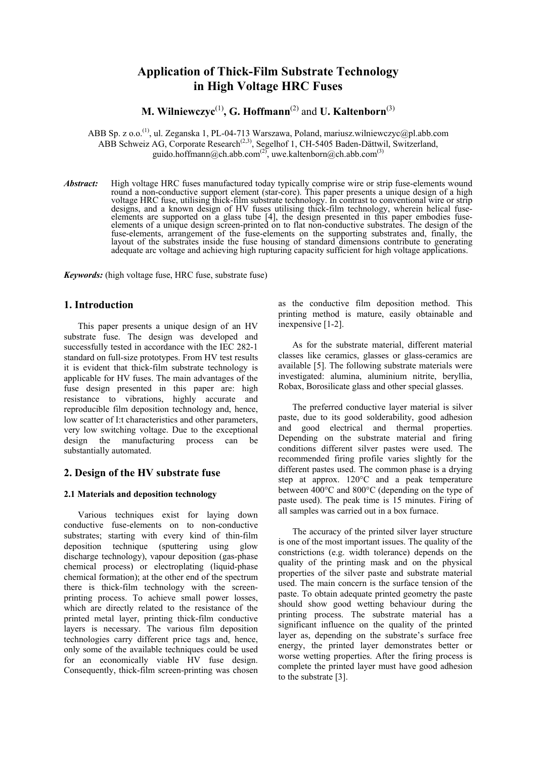# Application of Thick-Film Substrate Technology in High Voltage HRC Fuses

**M. Wilniewczyc**[1], **G. Hoffmann**[2] and **U. Kaltenborn**[3]

ABB Sp. z o.o.[1], ul. Zeganska 1, PL-04-713 Warszawa, Poland, mariusz.wilniewczyc@pl.abb.com
ABB Schweiz AG, Corporate Research[2,3], Segelhof 1, CH-5405 Baden-Dättwil, Switzerland,
guido.hoffmann@ch.abb.com[2], uwe.kaltenborn@ch.abb.com[3]

***Abstract:*** High voltage HRC fuses manufactured today typically comprise wire or strip fuse-elements wound round a non-conductive support element (star-core). This paper presents a unique design of a high voltage HRC fuse, utilising thick-film substrate technology. In contrast to conventional wire or strip designs, and a known design of HV fuses utilising thick-film technology, wherein helical fuse-elements are supported on a glass tube [4], the design presented in this paper embodies fuse-elements of a unique design screen-printed on to flat non-conductive substrates. The design of the fuse-elements, arrangement of the fuse-elements on the supporting substrates and, finally, the layout of the substrates inside the fuse housing of standard dimensions contribute to generating adequate arc voltage and achieving high rupturing capacity sufficient for high voltage applications.

***Keywords:*** (high voltage fuse, HRC fuse, substrate fuse)

## 1. Introduction

This paper presents a unique design of an HV substrate fuse. The design was developed and successfully tested in accordance with the IEC 282-1 standard on full-size prototypes. From HV test results it is evident that thick-film substrate technology is applicable for HV fuses. The main advantages of the fuse design presented in this paper are: high resistance to vibrations, highly accurate and reproducible film deposition technology and, hence, low scatter of I:t characteristics and other parameters, very low switching voltage. Due to the exceptional design the manufacturing process can be substantially automated.

## 2. Design of the HV substrate fuse

### 2.1 Materials and deposition technology

Various techniques exist for laying down conductive fuse-elements on to non-conductive substrates; starting with every kind of thin-film deposition technique (sputtering using glow discharge technology), vapour deposition (gas-phase chemical process) or electroplating (liquid-phase chemical formation); at the other end of the spectrum there is thick-film technology with the screen-printing process. To achieve small power losses, which are directly related to the resistance of the printed metal layer, printing thick-film conductive layers is necessary. The various film deposition technologies carry different price tags and, hence, only some of the available techniques could be used for an economically viable HV fuse design. Consequently, thick-film screen-printing was chosen as the conductive film deposition method. This printing method is mature, easily obtainable and inexpensive [1-2].

As for the substrate material, different material classes like ceramics, glasses or glass-ceramics are available [5]. The following substrate materials were investigated: alumina, aluminium nitrite, beryllia, Robax, Borosilicate glass and other special glasses.

The preferred conductive layer material is silver paste, due to its good solderability, good adhesion and good electrical and thermal properties. Depending on the substrate material and firing conditions different silver pastes were used. The recommended firing profile varies slightly for the different pastes used. The common phase is a drying step at approx. 120°C and a peak temperature between 400°C and 800°C (depending on the type of paste used). The peak time is 15 minutes. Firing of all samples was carried out in a box furnace.

The accuracy of the printed silver layer structure is one of the most important issues. The quality of the constrictions (e.g. width tolerance) depends on the quality of the printing mask and on the physical properties of the silver paste and substrate material used. The main concern is the surface tension of the paste. To obtain adequate printed geometry the paste should show good wetting behaviour during the printing process. The substrate material has a significant influence on the quality of the printed layer as, depending on the substrate's surface free energy, the printed layer demonstrates better or worse wetting properties. After the firing process is complete the printed layer must have good adhesion to the substrate [3].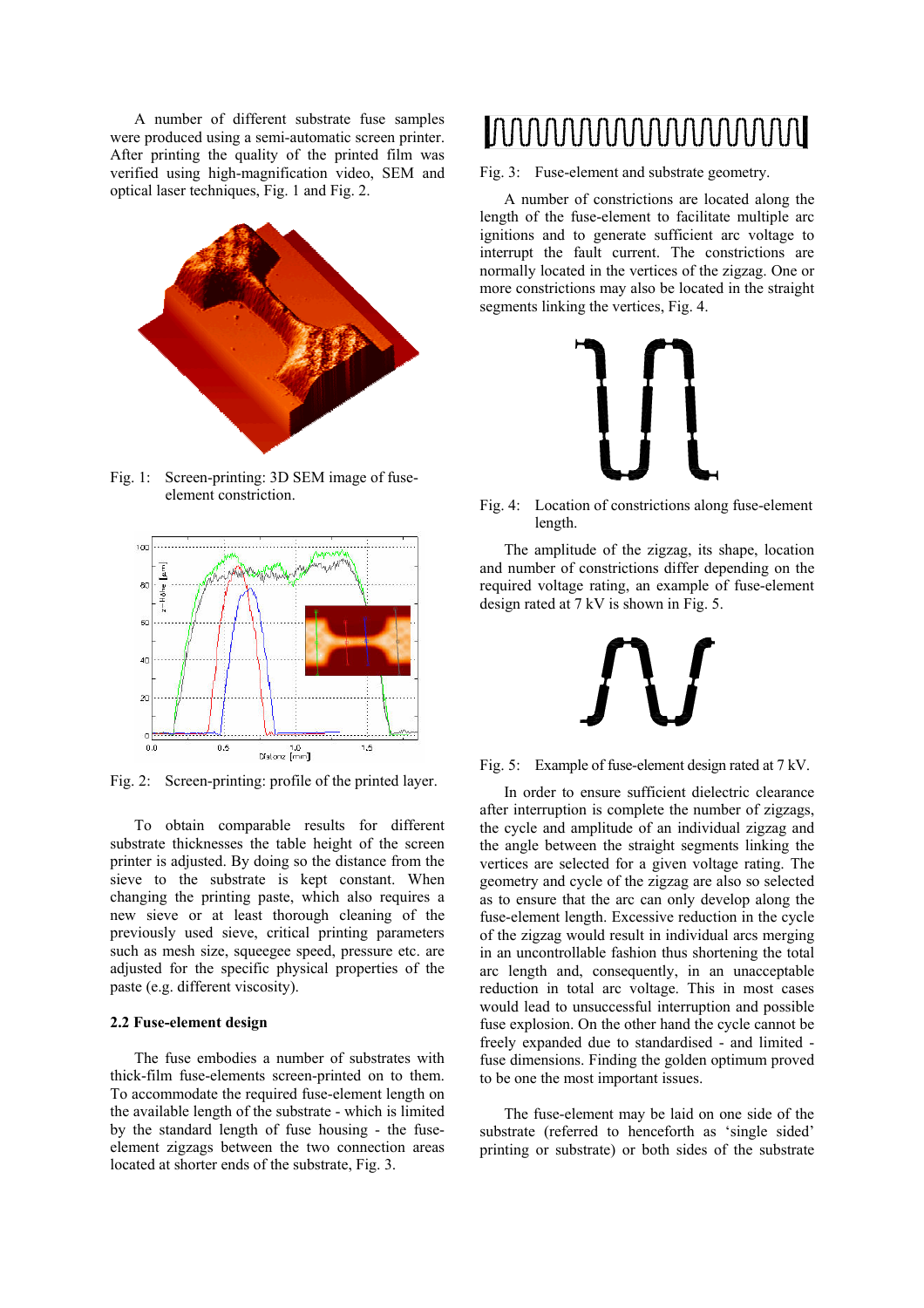A number of different substrate fuse samples were produced using a semi-automatic screen printer. After printing the quality of the printed film was verified using high-magnification video, SEM and optical laser techniques, Fig. 1 and Fig. 2.

Fig. 1: Screen-printing: 3D SEM image of fuse-element constriction.

Fig. 2: Screen-printing: profile of the printed layer.

To obtain comparable results for different substrate thicknesses the table height of the screen printer is adjusted. By doing so the distance from the sieve to the substrate is kept constant. When changing the printing paste, which also requires a new sieve or at least thorough cleaning of the previously used sieve, critical printing parameters such as mesh size, squeegee speed, pressure etc. are adjusted for the specific physical properties of the paste (e.g. different viscosity).

### 2.2 Fuse-element design

The fuse embodies a number of substrates with thick-film fuse-elements screen-printed on to them. To accommodate the required fuse-element length on the available length of the substrate - which is limited by the standard length of fuse housing - the fuse-element zigzags between the two connection areas located at shorter ends of the substrate, Fig. 3.

Fig. 3: Fuse-element and substrate geometry.

A number of constrictions are located along the length of the fuse-element to facilitate multiple arc ignitions and to generate sufficient arc voltage to interrupt the fault current. The constrictions are normally located in the vertices of the zigzag. One or more constrictions may also be located in the straight segments linking the vertices, Fig. 4.

Fig. 4: Location of constrictions along fuse-element length.

The amplitude of the zigzag, its shape, location and number of constrictions differ depending on the required voltage rating, an example of fuse-element design rated at 7 kV is shown in Fig. 5.

Fig. 5: Example of fuse-element design rated at 7 kV.

In order to ensure sufficient dielectric clearance after interruption is complete the number of zigzags, the cycle and amplitude of an individual zigzag and the angle between the straight segments linking the vertices are selected for a given voltage rating. The geometry and cycle of the zigzag are also so selected as to ensure that the arc can only develop along the fuse-element length. Excessive reduction in the cycle of the zigzag would result in individual arcs merging in an uncontrollable fashion thus shortening the total arc length and, consequently, in an unacceptable reduction in total arc voltage. This in most cases would lead to unsuccessful interruption and possible fuse explosion. On the other hand the cycle cannot be freely expanded due to standardised - and limited - fuse dimensions. Finding the golden optimum proved to be one the most important issues.

The fuse-element may be laid on one side of the substrate (referred to henceforth as 'single sided' printing or substrate) or both sides of the substrate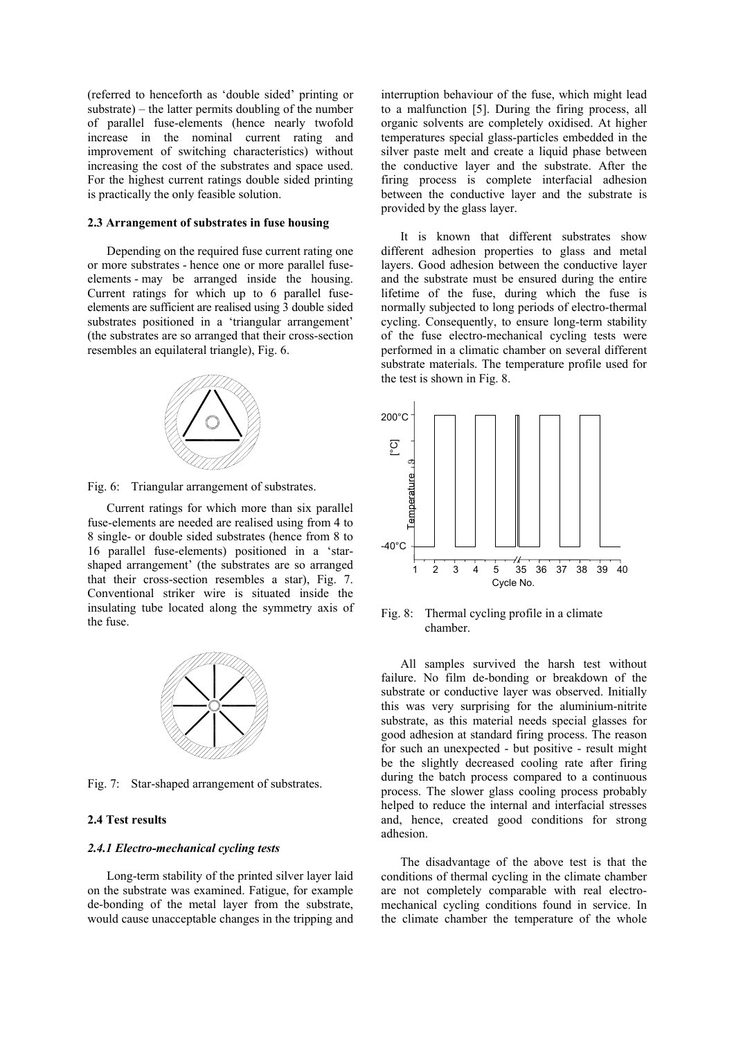(referred to henceforth as 'double sided' printing or substrate) – the latter permits doubling of the number of parallel fuse-elements (hence nearly twofold increase in the nominal current rating and improvement of switching characteristics) without increasing the cost of the substrates and space used. For the highest current ratings double sided printing is practically the only feasible solution.

### 2.3 Arrangement of substrates in fuse housing

Depending on the required fuse current rating one or more substrates - hence one or more parallel fuse-elements - may be arranged inside the housing. Current ratings for which up to 6 parallel fuse-elements are sufficient are realised using 3 double sided substrates positioned in a 'triangular arrangement' (the substrates are so arranged that their cross-section resembles an equilateral triangle), Fig. 6.

Fig. 6: Triangular arrangement of substrates.

Current ratings for which more than six parallel fuse-elements are needed are realised using from 4 to 8 single- or double sided substrates (hence from 8 to 16 parallel fuse-elements) positioned in a 'star-shaped arrangement' (the substrates are so arranged that their cross-section resembles a star), Fig. 7. Conventional striker wire is situated inside the insulating tube located along the symmetry axis of the fuse.

Fig. 7: Star-shaped arrangement of substrates.

### 2.4 Test results

#### *2.4.1 Electro-mechanical cycling tests*

Long-term stability of the printed silver layer laid on the substrate was examined. Fatigue, for example de-bonding of the metal layer from the substrate, would cause unacceptable changes in the tripping and interruption behaviour of the fuse, which might lead to a malfunction [5]. During the firing process, all organic solvents are completely oxidised. At higher temperatures special glass-particles embedded in the silver paste melt and create a liquid phase between the conductive layer and the substrate. After the firing process is complete interfacial adhesion between the conductive layer and the substrate is provided by the glass layer.

It is known that different substrates show different adhesion properties to glass and metal layers. Good adhesion between the conductive layer and the substrate must be ensured during the entire lifetime of the fuse, during which the fuse is normally subjected to long periods of electro-thermal cycling. Consequently, to ensure long-term stability of the fuse electro-mechanical cycling tests were performed in a climatic chamber on several different substrate materials. The temperature profile used for the test is shown in Fig. 8.

Fig. 8: Thermal cycling profile in a climate chamber.

All samples survived the harsh test without failure. No film de-bonding or breakdown of the substrate or conductive layer was observed. Initially this was very surprising for the aluminium-nitrite substrate, as this material needs special glasses for good adhesion at standard firing process. The reason for such an unexpected - but positive - result might be the slightly decreased cooling rate after firing during the batch process compared to a continuous process. The slower glass cooling process probably helped to reduce the internal and interfacial stresses and, hence, created good conditions for strong adhesion.

The disadvantage of the above test is that the conditions of thermal cycling in the climate chamber are not completely comparable with real electro-mechanical cycling conditions found in service. In the climate chamber the temperature of the whole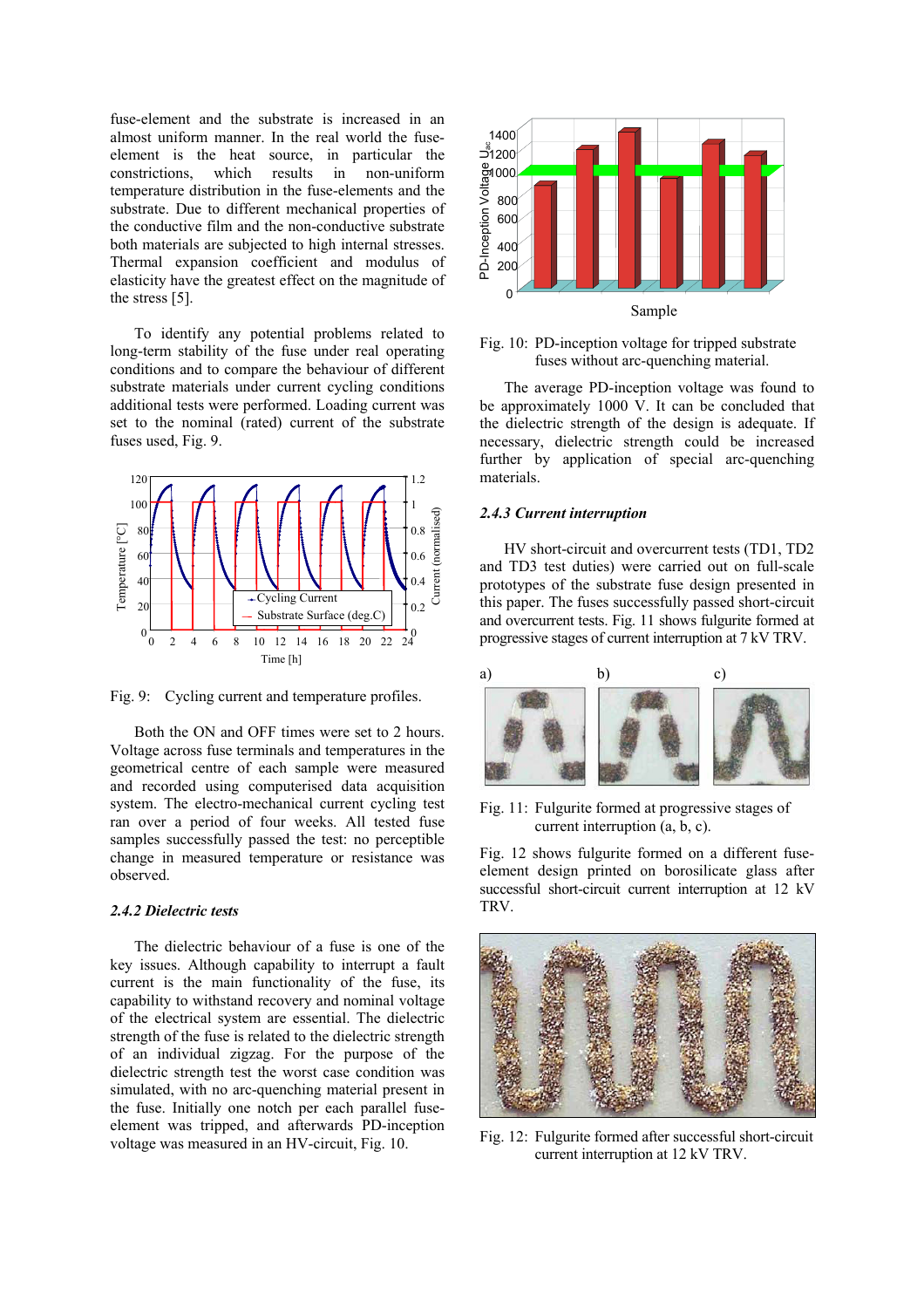fuse-element and the substrate is increased in an almost uniform manner. In the real world the fuse-element is the heat source, in particular the constrictions, which results in non-uniform temperature distribution in the fuse-elements and the substrate. Due to different mechanical properties of the conductive film and the non-conductive substrate both materials are subjected to high internal stresses. Thermal expansion coefficient and modulus of elasticity have the greatest effect on the magnitude of the stress [5].

To identify any potential problems related to long-term stability of the fuse under real operating conditions and to compare the behaviour of different substrate materials under current cycling conditions additional tests were performed. Loading current was set to the nominal (rated) current of the substrate fuses used, Fig. 9.

Fig. 9: Cycling current and temperature profiles.

Both the ON and OFF times were set to 2 hours. Voltage across fuse terminals and temperatures in the geometrical centre of each sample were measured and recorded using computerised data acquisition system. The electro-mechanical current cycling test ran over a period of four weeks. All tested fuse samples successfully passed the test: no perceptible change in measured temperature or resistance was observed.

### *2.4.2 Dielectric tests*

The dielectric behaviour of a fuse is one of the key issues. Although capability to interrupt a fault current is the main functionality of the fuse, its capability to withstand recovery and nominal voltage of the electrical system are essential. The dielectric strength of the fuse is related to the dielectric strength of an individual zigzag. For the purpose of the dielectric strength test the worst case condition was simulated, with no arc-quenching material present in the fuse. Initially one notch per each parallel fuse-element was tripped, and afterwards PD-inception voltage was measured in an HV-circuit, Fig. 10.

Fig. 10: PD-inception voltage for tripped substrate fuses without arc-quenching material.

The average PD-inception voltage was found to be approximately 1000 V. It can be concluded that the dielectric strength of the design is adequate. If necessary, dielectric strength could be increased further by application of special arc-quenching materials.

### *2.4.3 Current interruption*

HV short-circuit and overcurrent tests (TD1, TD2 and TD3 test duties) were carried out on full-scale prototypes of the substrate fuse design presented in this paper. The fuses successfully passed short-circuit and overcurrent tests. Fig. 11 shows fulgurite formed at progressive stages of current interruption at 7 kV TRV.

Fig. 11: Fulgurite formed at progressive stages of current interruption (a, b, c).

Fig. 12 shows fulgurite formed on a different fuse-element design printed on borosilicate glass after successful short-circuit current interruption at 12 kV TRV.

Fig. 12: Fulgurite formed after successful short-circuit current interruption at 12 kV TRV.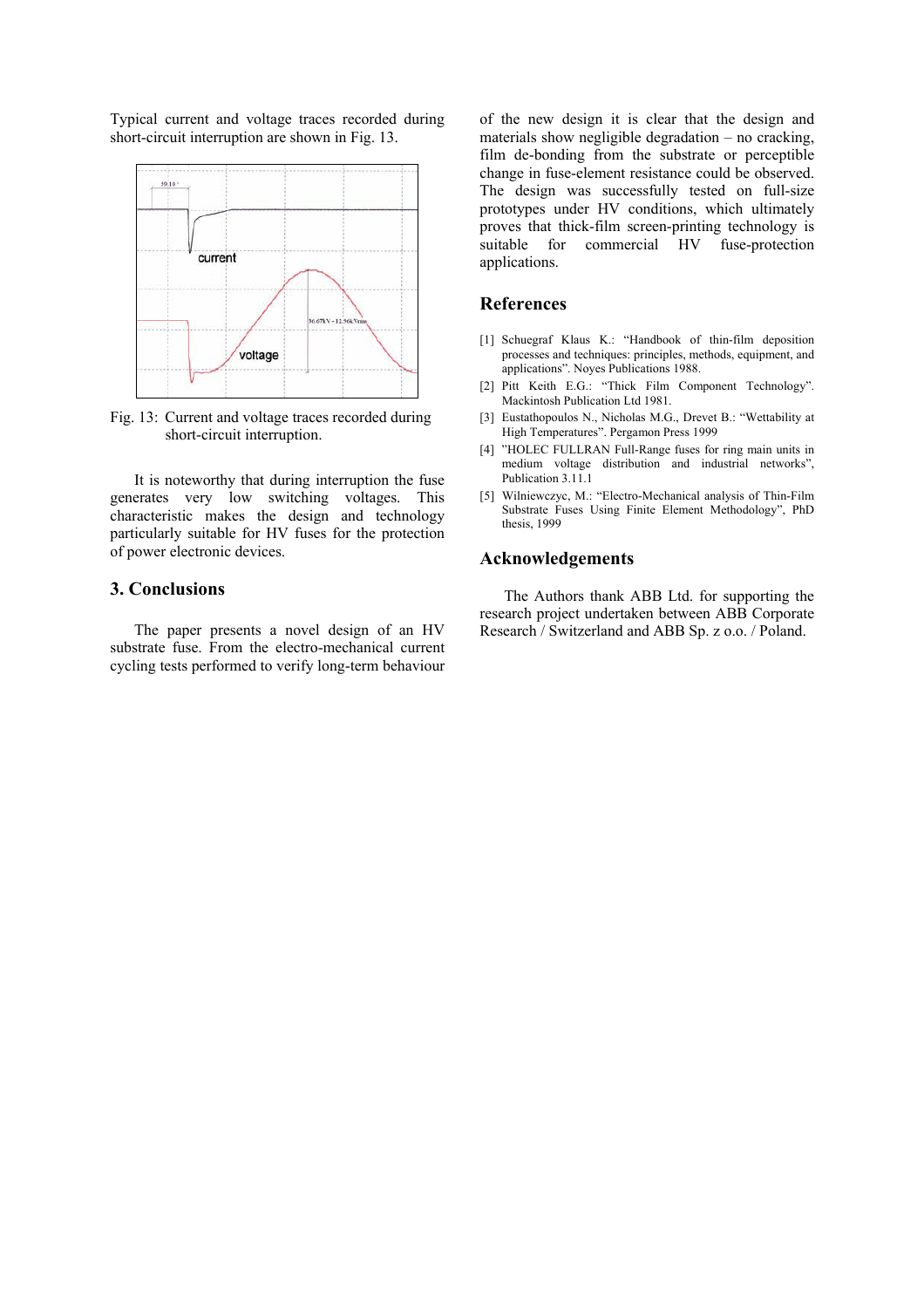Typical current and voltage traces recorded during short-circuit interruption are shown in Fig. 13.

59.10 °

current

36.67kV - 12.56kVrms

voltage

Fig. 13: Current and voltage traces recorded during short-circuit interruption.

It is noteworthy that during interruption the fuse generates very low switching voltages. This characteristic makes the design and technology particularly suitable for HV fuses for the protection of power electronic devices.

## 3. Conclusions

The paper presents a novel design of an HV substrate fuse. From the electro-mechanical current cycling tests performed to verify long-term behaviour of the new design it is clear that the design and materials show negligible degradation – no cracking, film de-bonding from the substrate or perceptible change in fuse-element resistance could be observed. The design was successfully tested on full-size prototypes under HV conditions, which ultimately proves that thick-film screen-printing technology is suitable for commercial HV fuse-protection applications.

## References

[1] Schuegraf Klaus K.: "Handbook of thin-film deposition processes and techniques: principles, methods, equipment, and applications". Noyes Publications 1988.

[2] Pitt Keith E.G.: "Thick Film Component Technology". Mackintosh Publication Ltd 1981.

[3] Eustathopoulos N., Nicholas M.G., Drevet B.: "Wettability at High Temperatures". Pergamon Press 1999

[4] "HOLEC FULLRAN Full-Range fuses for ring main units in medium voltage distribution and industrial networks", Publication 3.11.1

[5] Wilniewczyc, M.: "Electro-Mechanical analysis of Thin-Film Substrate Fuses Using Finite Element Methodology", PhD thesis, 1999

## Acknowledgements

The Authors thank ABB Ltd. for supporting the research project undertaken between ABB Corporate Research / Switzerland and ABB Sp. z o.o. / Poland.